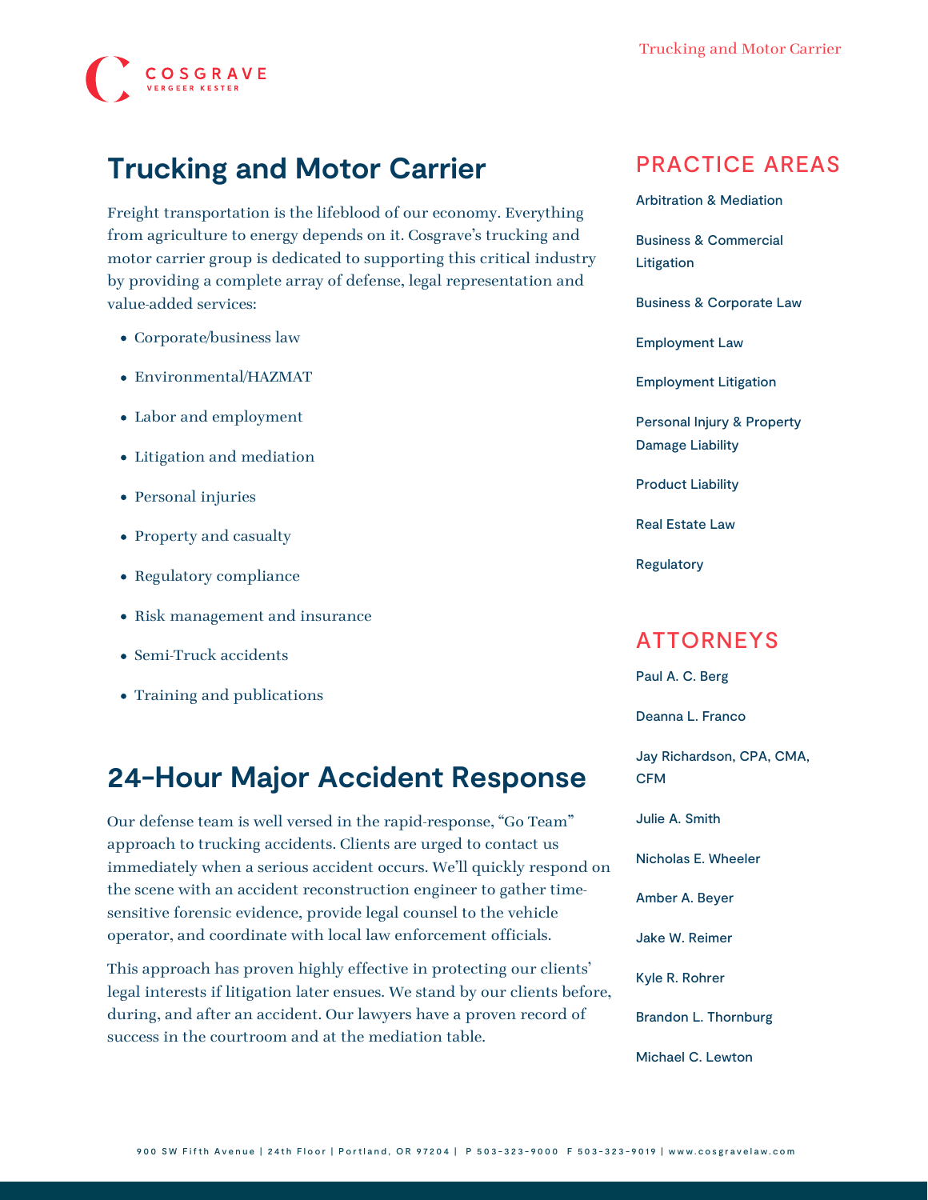# Trucking and Motor Carrier

Freight transportation is the lifeblood of our economy. Everything from agriculture to energy depends on it. Cosgrave's trucking and motor carrier group is dedicated to supporting this critical industry by providing a complete array of defense, legal representation and value-added services:

- Corporate/business law
- Environmental/HAZMAT
- Labor and employment
- Litigation and mediation
- Personal injuries
- Property and casualty
- Regulatory compliance
- Risk management and insurance
- Semi-Truck accidents
- Training and publications

## 24-Hour Major Accident Response

Our defense team is well versed in the rapid-response, "Go Team" approach to trucking accidents. Clients are urged to contact us immediately when a serious accident occurs. We'll quickly respond on the scene with an accident reconstruction engineer to gather time-sensitive forensic evidence, provide legal counsel to the vehicle operator, and coordinate with local law enforcement officials.

This approach has proven highly effective in protecting our clients' legal interests if litigation later ensues. We stand by our clients before, during, and after an accident. Our lawyers have a proven record of success in the courtroom and at the mediation table.

## PRACTICE AREAS

- Arbitration & Mediation
- Business & Commercial Litigation
- Business & Corporate Law
- Employment Law
- Employment Litigation
- Personal Injury & Property Damage Liability
- Product Liability
- Real Estate Law
- Regulatory

## ATTORNEYS

- Paul A. C. Berg
- Deanna L. Franco
- Jay Richardson, CPA, CMA, CFM
- Julie A. Smith
- Nicholas E. Wheeler
- Amber A. Beyer
- Jake W. Reimer
- Kyle R. Rohrer
- Brandon L. Thornburg
- Michael C. Lewton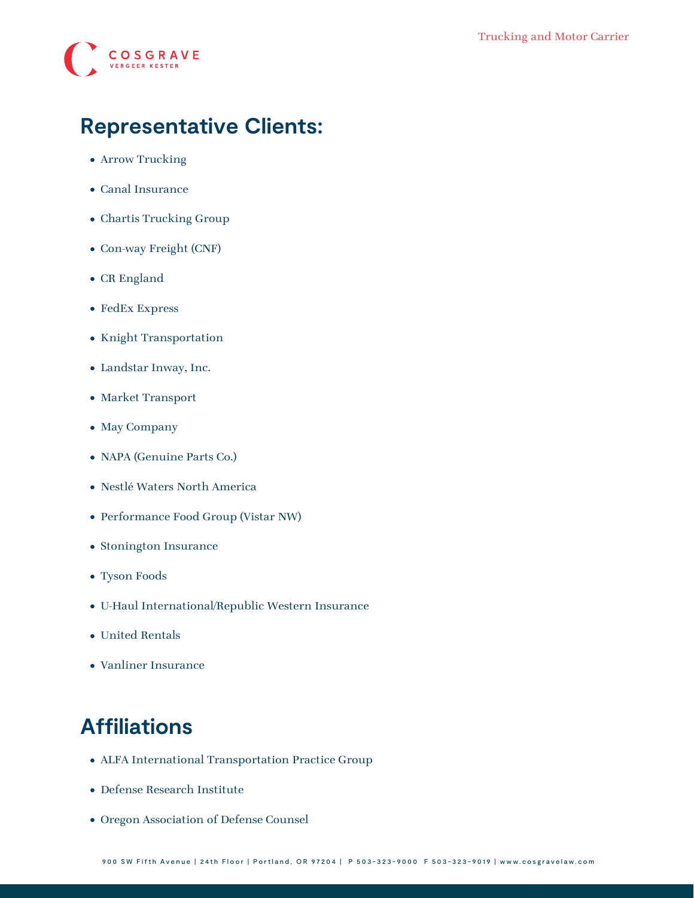## Representative Clients:

- Arrow Trucking
- Canal Insurance
- Chartis Trucking Group
- Con-way Freight (CNF)
- CR England
- FedEx Express
- Knight Transportation
- Landstar Inway, Inc.
- Market Transport
- May Company
- NAPA (Genuine Parts Co.)
- Nestlé Waters North America
- Performance Food Group (Vistar NW)
- Stonington Insurance
- Tyson Foods
- U-Haul International/Republic Western Insurance
- United Rentals
- Vanliner Insurance

## Affiliations

- ALFA International Transportation Practice Group
- Defense Research Institute
- Oregon Association of Defense Counsel